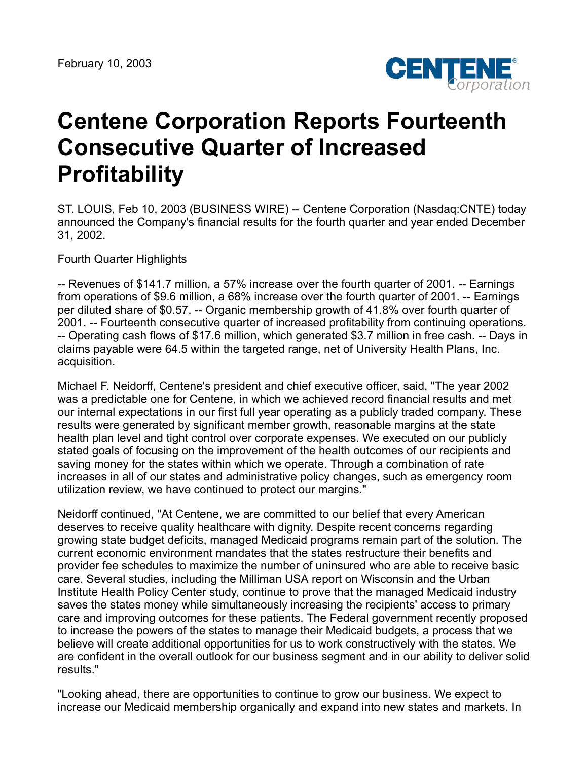February 10, 2003

# Centene Corporation Reports Fourteenth Consecutive Quarter of Increased Profitability

ST. LOUIS, Feb 10, 2003 (BUSINESS WIRE) -- Centene Corporation (Nasdaq:CNTE) today announced the Company's financial results for the fourth quarter and year ended December 31, 2002.

Fourth Quarter Highlights

-- Revenues of $141.7 million, a 57% increase over the fourth quarter of 2001. -- Earnings from operations of $9.6 million, a 68% increase over the fourth quarter of 2001. -- Earnings per diluted share of $0.57. -- Organic membership growth of 41.8% over fourth quarter of 2001. -- Fourteenth consecutive quarter of increased profitability from continuing operations. -- Operating cash flows of $17.6 million, which generated $3.7 million in free cash. -- Days in claims payable were 64.5 within the targeted range, net of University Health Plans, Inc. acquisition.

Michael F. Neidorff, Centene's president and chief executive officer, said, "The year 2002 was a predictable one for Centene, in which we achieved record financial results and met our internal expectations in our first full year operating as a publicly traded company. These results were generated by significant member growth, reasonable margins at the state health plan level and tight control over corporate expenses. We executed on our publicly stated goals of focusing on the improvement of the health outcomes of our recipients and saving money for the states within which we operate. Through a combination of rate increases in all of our states and administrative policy changes, such as emergency room utilization review, we have continued to protect our margins."

Neidorff continued, "At Centene, we are committed to our belief that every American deserves to receive quality healthcare with dignity. Despite recent concerns regarding growing state budget deficits, managed Medicaid programs remain part of the solution. The current economic environment mandates that the states restructure their benefits and provider fee schedules to maximize the number of uninsured who are able to receive basic care. Several studies, including the Milliman USA report on Wisconsin and the Urban Institute Health Policy Center study, continue to prove that the managed Medicaid industry saves the states money while simultaneously increasing the recipients' access to primary care and improving outcomes for these patients. The Federal government recently proposed to increase the powers of the states to manage their Medicaid budgets, a process that we believe will create additional opportunities for us to work constructively with the states. We are confident in the overall outlook for our business segment and in our ability to deliver solid results."

"Looking ahead, there are opportunities to continue to grow our business. We expect to increase our Medicaid membership organically and expand into new states and markets. In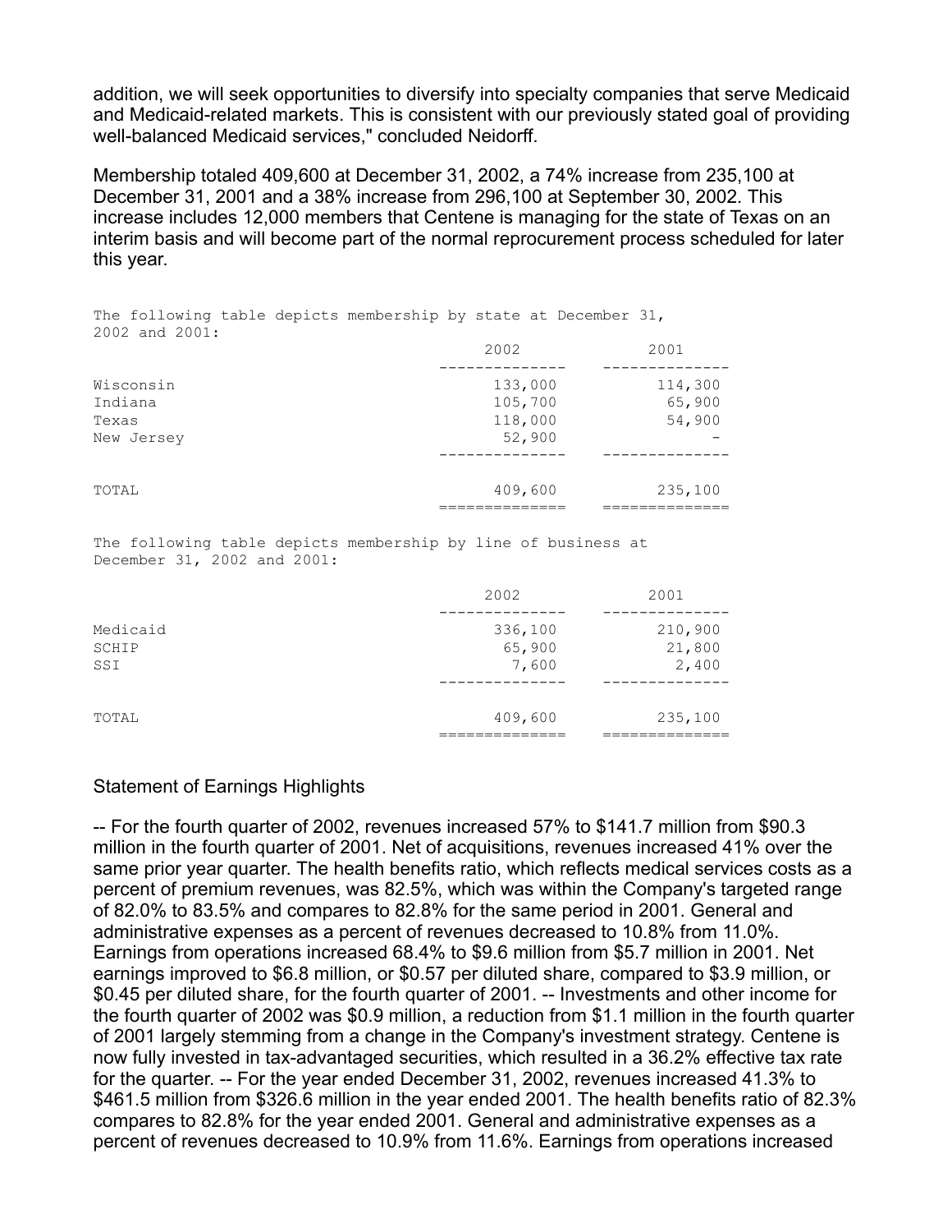addition, we will seek opportunities to diversify into specialty companies that serve Medicaid and Medicaid-related markets. This is consistent with our previously stated goal of providing well-balanced Medicaid services," concluded Neidorff.

Membership totaled 409,600 at December 31, 2002, a 74% increase from 235,100 at December 31, 2001 and a 38% increase from 296,100 at September 30, 2002. This increase includes 12,000 members that Centene is managing for the state of Texas on an interim basis and will become part of the normal reprocurement process scheduled for later this year.

The following table depicts membership by state at December 31, 2002 and 2001:

| | 2002 | 2001 |
|---|---|---|
| Wisconsin | 133,000 | 114,300 |
| Indiana | 105,700 | 65,900 |
| Texas | 118,000 | 54,900 |
| New Jersey | 52,900 | - |
| TOTAL | 409,600 | 235,100 |

The following table depicts membership by line of business at December 31, 2002 and 2001:

| | 2002 | 2001 |
|---|---|---|
| Medicaid | 336,100 | 210,900 |
| SCHIP | 65,900 | 21,800 |
| SSI | 7,600 | 2,400 |
| TOTAL | 409,600 | 235,100 |

Statement of Earnings Highlights

-- For the fourth quarter of 2002, revenues increased 57% to $141.7 million from $90.3 million in the fourth quarter of 2001. Net of acquisitions, revenues increased 41% over the same prior year quarter. The health benefits ratio, which reflects medical services costs as a percent of premium revenues, was 82.5%, which was within the Company's targeted range of 82.0% to 83.5% and compares to 82.8% for the same period in 2001. General and administrative expenses as a percent of revenues decreased to 10.8% from 11.0%. Earnings from operations increased 68.4% to $9.6 million from $5.7 million in 2001. Net earnings improved to $6.8 million, or $0.57 per diluted share, compared to $3.9 million, or $0.45 per diluted share, for the fourth quarter of 2001. -- Investments and other income for the fourth quarter of 2002 was $0.9 million, a reduction from $1.1 million in the fourth quarter of 2001 largely stemming from a change in the Company's investment strategy. Centene is now fully invested in tax-advantaged securities, which resulted in a 36.2% effective tax rate for the quarter. -- For the year ended December 31, 2002, revenues increased 41.3% to $461.5 million from $326.6 million in the year ended 2001. The health benefits ratio of 82.3% compares to 82.8% for the year ended 2001. General and administrative expenses as a percent of revenues decreased to 10.9% from 11.6%. Earnings from operations increased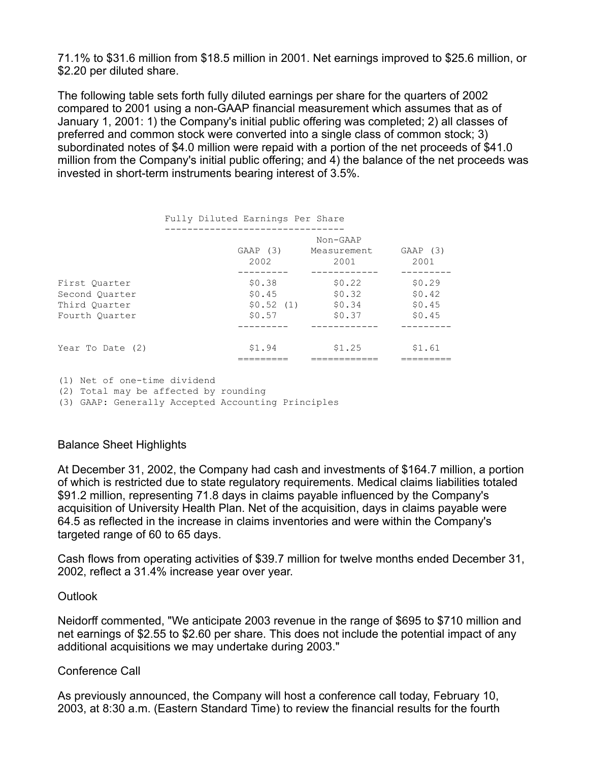71.1% to $31.6 million from $18.5 million in 2001. Net earnings improved to $25.6 million, or $2.20 per diluted share.

The following table sets forth fully diluted earnings per share for the quarters of 2002 compared to 2001 using a non-GAAP financial measurement which assumes that as of January 1, 2001: 1) the Company's initial public offering was completed; 2) all classes of preferred and common stock were converted into a single class of common stock; 3) subordinated notes of $4.0 million were repaid with a portion of the net proceeds of $41.0 million from the Company's initial public offering; and 4) the balance of the net proceeds was invested in short-term instruments bearing interest of 3.5%.

| | Fully Diluted Earnings Per Share | | |
|---|---|---|---|
| | GAAP (3) 2002 | Non-GAAP Measurement 2001 | GAAP (3) 2001 |
| First Quarter | $0.38 | $0.22 | $0.29 |
| Second Quarter | $0.45 | $0.32 | $0.42 |
| Third Quarter | $0.52 (1) | $0.34 | $0.45 |
| Fourth Quarter | $0.57 | $0.37 | $0.45 |
| Year To Date (2) | $1.94 | $1.25 | $1.61 |

(1) Net of one-time dividend
(2) Total may be affected by rounding
(3) GAAP: Generally Accepted Accounting Principles

## Balance Sheet Highlights

At December 31, 2002, the Company had cash and investments of $164.7 million, a portion of which is restricted due to state regulatory requirements. Medical claims liabilities totaled $91.2 million, representing 71.8 days in claims payable influenced by the Company's acquisition of University Health Plan. Net of the acquisition, days in claims payable were 64.5 as reflected in the increase in claims inventories and were within the Company's targeted range of 60 to 65 days.

Cash flows from operating activities of $39.7 million for twelve months ended December 31, 2002, reflect a 31.4% increase year over year.

## Outlook

Neidorff commented, "We anticipate 2003 revenue in the range of $695 to $710 million and net earnings of $2.55 to $2.60 per share. This does not include the potential impact of any additional acquisitions we may undertake during 2003."

## Conference Call

As previously announced, the Company will host a conference call today, February 10, 2003, at 8:30 a.m. (Eastern Standard Time) to review the financial results for the fourth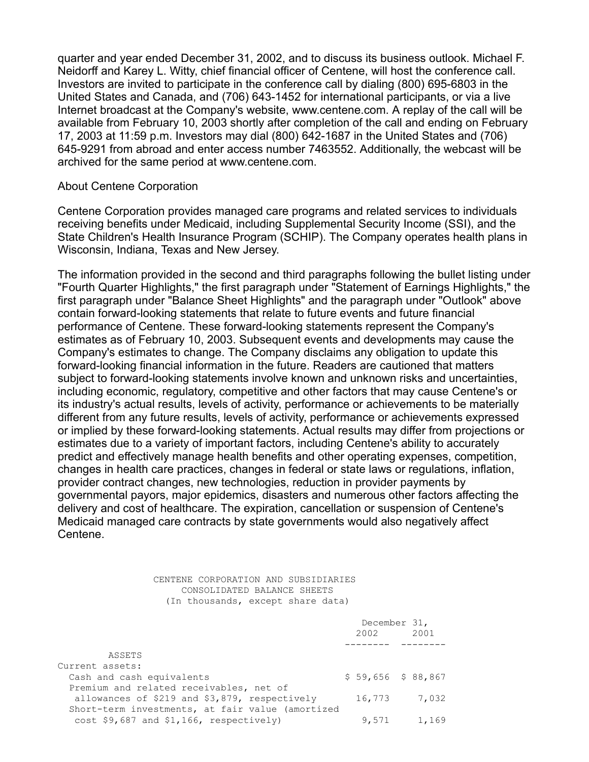quarter and year ended December 31, 2002, and to discuss its business outlook. Michael F. Neidorff and Karey L. Witty, chief financial officer of Centene, will host the conference call. Investors are invited to participate in the conference call by dialing (800) 695-6803 in the United States and Canada, and (706) 643-1452 for international participants, or via a live Internet broadcast at the Company's website, www.centene.com. A replay of the call will be available from February 10, 2003 shortly after completion of the call and ending on February 17, 2003 at 11:59 p.m. Investors may dial (800) 642-1687 in the United States and (706) 645-9291 from abroad and enter access number 7463552. Additionally, the webcast will be archived for the same period at www.centene.com.

About Centene Corporation

Centene Corporation provides managed care programs and related services to individuals receiving benefits under Medicaid, including Supplemental Security Income (SSI), and the State Children's Health Insurance Program (SCHIP). The Company operates health plans in Wisconsin, Indiana, Texas and New Jersey.

The information provided in the second and third paragraphs following the bullet listing under "Fourth Quarter Highlights," the first paragraph under "Statement of Earnings Highlights," the first paragraph under "Balance Sheet Highlights" and the paragraph under "Outlook" above contain forward-looking statements that relate to future events and future financial performance of Centene. These forward-looking statements represent the Company's estimates as of February 10, 2003. Subsequent events and developments may cause the Company's estimates to change. The Company disclaims any obligation to update this forward-looking financial information in the future. Readers are cautioned that matters subject to forward-looking statements involve known and unknown risks and uncertainties, including economic, regulatory, competitive and other factors that may cause Centene's or its industry's actual results, levels of activity, performance or achievements to be materially different from any future results, levels of activity, performance or achievements expressed or implied by these forward-looking statements. Actual results may differ from projections or estimates due to a variety of important factors, including Centene's ability to accurately predict and effectively manage health benefits and other operating expenses, competition, changes in health care practices, changes in federal or state laws or regulations, inflation, provider contract changes, new technologies, reduction in provider payments by governmental payors, major epidemics, disasters and numerous other factors affecting the delivery and cost of healthcare. The expiration, cancellation or suspension of Centene's Medicaid managed care contracts by state governments would also negatively affect Centene.

CENTENE CORPORATION AND SUBSIDIARIES
CONSOLIDATED BALANCE SHEETS
(In thousands, except share data)

| | December 31, 2002 | December 31, 2001 |
|---|---|---|
| ASSETS | | |
| Current assets: | | |
| Cash and cash equivalents | $ 59,656 | $ 88,867 |
| Premium and related receivables, net of allowances of $219 and $3,879, respectively | 16,773 | 7,032 |
| Short-term investments, at fair value (amortized cost $9,687 and $1,166, respectively) | 9,571 | 1,169 |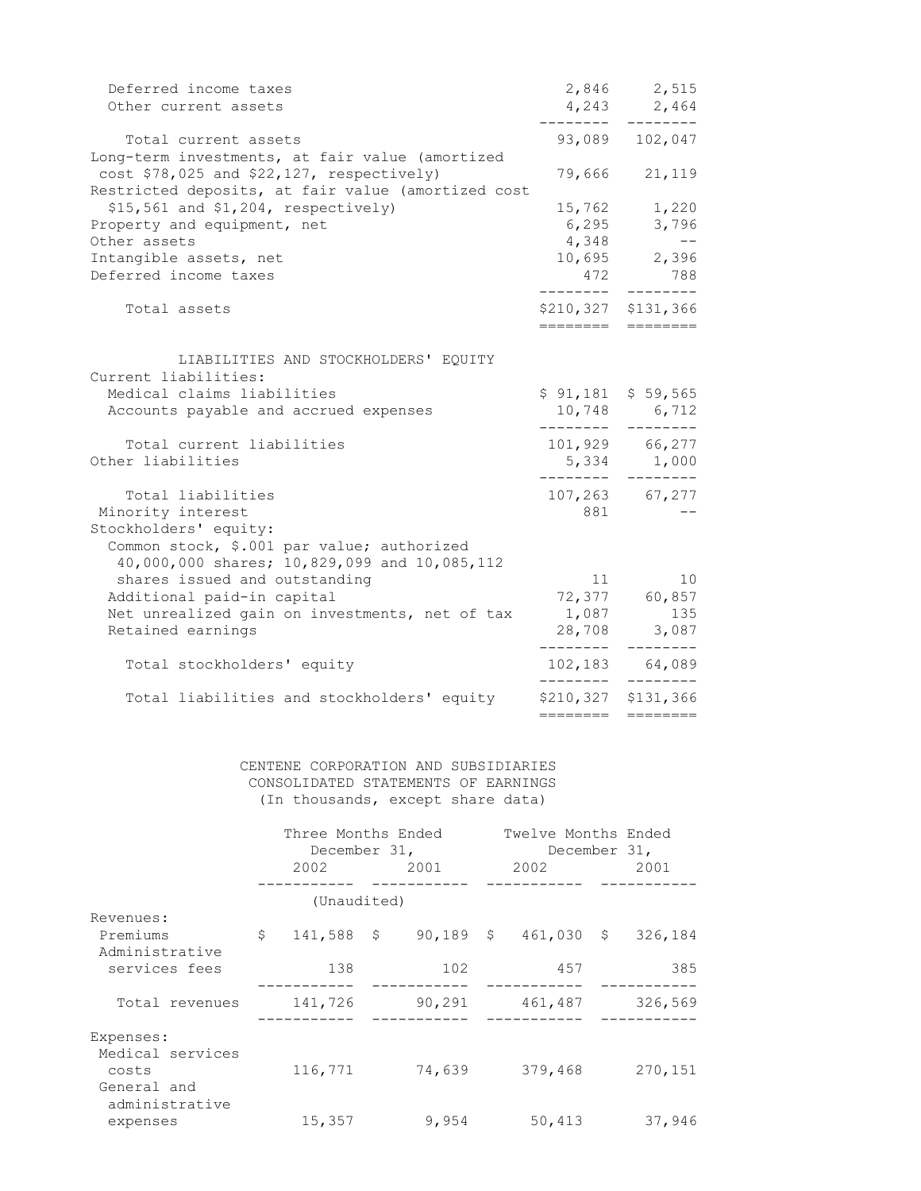| | | |
|---|---|---|
| Deferred income taxes | 2,846 | 2,515 |
| Other current assets | 4,243 | 2,464 |
| Total current assets | 93,089 | 102,047 |
| Long-term investments, at fair value (amortized cost $78,025 and $22,127, respectively) | 79,666 | 21,119 |
| Restricted deposits, at fair value (amortized cost $15,561 and $1,204, respectively) | 15,762 | 1,220 |
| Property and equipment, net | 6,295 | 3,796 |
| Other assets | 4,348 | -- |
| Intangible assets, net | 10,695 | 2,396 |
| Deferred income taxes | 472 | 788 |
| Total assets | $210,327 | $131,366 |

| LIABILITIES AND STOCKHOLDERS' EQUITY | | |
|---|---|---|
| Current liabilities: | | |
| Medical claims liabilities | $ 91,181 | $ 59,565 |
| Accounts payable and accrued expenses | 10,748 | 6,712 |
| Total current liabilities | 101,929 | 66,277 |
| Other liabilities | 5,334 | 1,000 |
| Total liabilities | 107,263 | 67,277 |
| Minority interest | 881 | -- |
| Stockholders' equity: | | |
| Common stock, $.001 par value; authorized 40,000,000 shares; 10,829,099 and 10,085,112 shares issued and outstanding | 11 | 10 |
| Additional paid-in capital | 72,377 | 60,857 |
| Net unrealized gain on investments, net of tax | 1,087 | 135 |
| Retained earnings | 28,708 | 3,087 |
| Total stockholders' equity | 102,183 | 64,089 |
| Total liabilities and stockholders' equity | $210,327 | $131,366 |

CENTENE CORPORATION AND SUBSIDIARIES
CONSOLIDATED STATEMENTS OF EARNINGS
(In thousands, except share data)

| | Three Months Ended December 31, | | Twelve Months Ended December 31, | |
|---|---|---|---|---|
| | 2002 | 2001 | 2002 | 2001 |
| | (Unaudited) | | | |
| Revenues: | | | | |
| Premiums | $ 141,588 | $ 90,189 | $ 461,030 | $ 326,184 |
| Administrative services fees | 138 | 102 | 457 | 385 |
| Total revenues | 141,726 | 90,291 | 461,487 | 326,569 |
| Expenses: | | | | |
| Medical services costs | 116,771 | 74,639 | 379,468 | 270,151 |
| General and administrative expenses | 15,357 | 9,954 | 50,413 | 37,946 |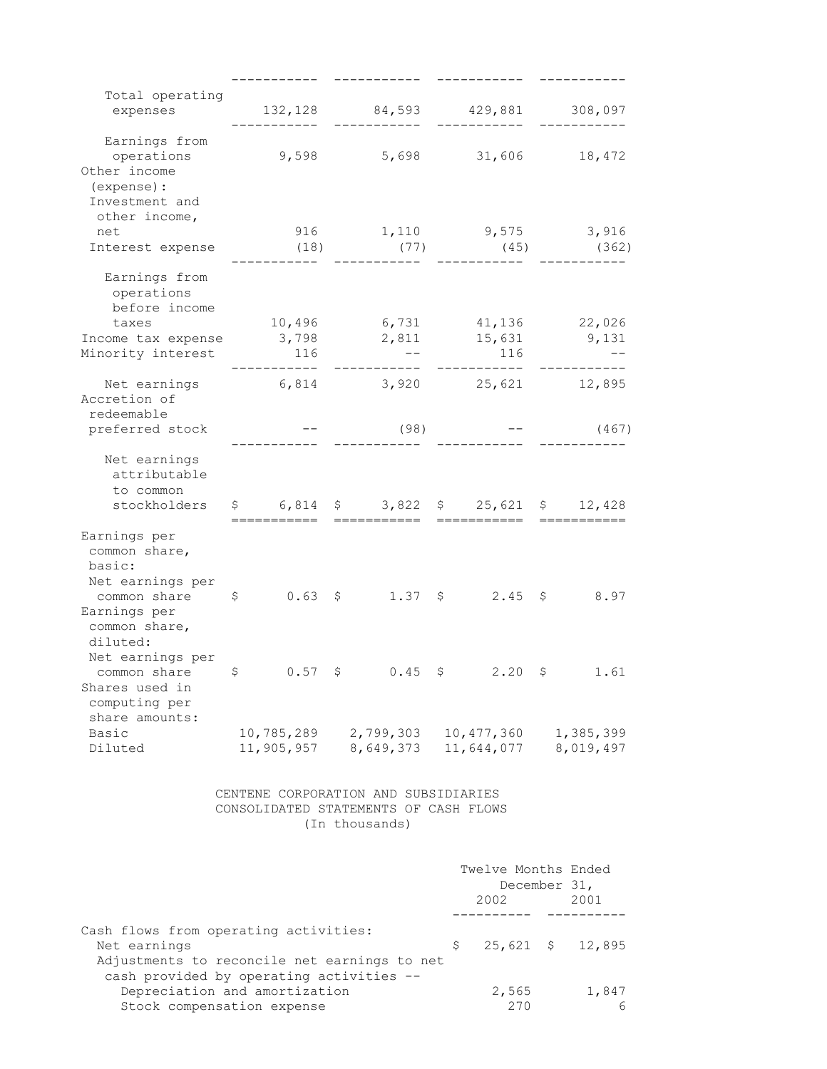| | | | | |
|---|---|---|---|---|
| Total operating expenses | 132,128 | 84,593 | 429,881 | 308,097 |
| Earnings from operations | 9,598 | 5,698 | 31,606 | 18,472 |
| Other income (expense): | | | | |
| Investment and other income, net | 916 | 1,110 | 9,575 | 3,916 |
| Interest expense | (18) | (77) | (45) | (362) |
| Earnings from operations before income taxes | 10,496 | 6,731 | 41,136 | 22,026 |
| Income tax expense | 3,798 | 2,811 | 15,631 | 9,131 |
| Minority interest | 116 | -- | 116 | -- |
| Net earnings | 6,814 | 3,920 | 25,621 | 12,895 |
| Accretion of redeemable preferred stock | -- | (98) | -- | (467) |
| Net earnings attributable to common stockholders | $ 6,814 | $ 3,822 | $ 25,621 | $ 12,428 |
| Earnings per common share, basic: | | | | |
| Net earnings per common share | $ 0.63 | $ 1.37 | $ 2.45 | $ 8.97 |
| Earnings per common share, diluted: | | | | |
| Net earnings per common share | $ 0.57 | $ 0.45 | $ 2.20 | $ 1.61 |
| Shares used in computing per share amounts: | | | | |
| Basic | 10,785,289 | 2,799,303 | 10,477,360 | 1,385,399 |
| Diluted | 11,905,957 | 8,649,373 | 11,644,077 | 8,019,497 |

CENTENE CORPORATION AND SUBSIDIARIES
CONSOLIDATED STATEMENTS OF CASH FLOWS
(In thousands)

| | Twelve Months Ended December 31, 2002 | 2001 |
|---|---|---|
| Cash flows from operating activities: | | |
| Net earnings | $ 25,621 | $ 12,895 |
| Adjustments to reconcile net earnings to net cash provided by operating activities -- | | |
| Depreciation and amortization | 2,565 | 1,847 |
| Stock compensation expense | 270 | 6 |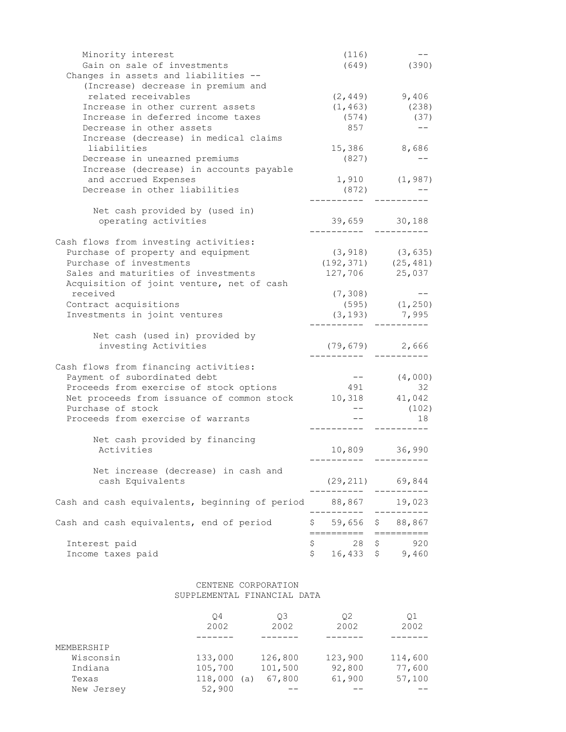| | | |
|---|---|---|
| Minority interest | (116) | -- |
| Gain on sale of investments | (649) | (390) |
| Changes in assets and liabilities -- | | |
| (Increase) decrease in premium and related receivables | (2,449) | 9,406 |
| Increase in other current assets | (1,463) | (238) |
| Increase in deferred income taxes | (574) | (37) |
| Decrease in other assets | 857 | -- |
| Increase (decrease) in medical claims liabilities | 15,386 | 8,686 |
| Decrease in unearned premiums | (827) | -- |
| Increase (decrease) in accounts payable and accrued Expenses | 1,910 | (1,987) |
| Decrease in other liabilities | (872) | -- |
| Net cash provided by (used in) operating activities | 39,659 | 30,188 |
| Cash flows from investing activities: | | |
| Purchase of property and equipment | (3,918) | (3,635) |
| Purchase of investments | (192,371) | (25,481) |
| Sales and maturities of investments | 127,706 | 25,037 |
| Acquisition of joint venture, net of cash received | (7,308) | -- |
| Contract acquisitions | (595) | (1,250) |
| Investments in joint ventures | (3,193) | 7,995 |
| Net cash (used in) provided by investing Activities | (79,679) | 2,666 |
| Cash flows from financing activities: | | |
| Payment of subordinated debt | -- | (4,000) |
| Proceeds from exercise of stock options | 491 | 32 |
| Net proceeds from issuance of common stock | 10,318 | 41,042 |
| Purchase of stock | -- | (102) |
| Proceeds from exercise of warrants | -- | 18 |
| Net cash provided by financing Activities | 10,809 | 36,990 |
| Net increase (decrease) in cash and cash Equivalents | (29,211) | 69,844 |
| Cash and cash equivalents, beginning of period | 88,867 | 19,023 |
| Cash and cash equivalents, end of period | $ 59,656 | $ 88,867 |
| Interest paid | $ 28 | $ 920 |
| Income taxes paid | $ 16,433 | $ 9,460 |

CENTENE CORPORATION
SUPPLEMENTAL FINANCIAL DATA

| | Q4 2002 | Q3 2002 | Q2 2002 | Q1 2002 |
|---|---|---|---|---|
| MEMBERSHIP | | | | |
| Wisconsin | 133,000 | 126,800 | 123,900 | 114,600 |
| Indiana | 105,700 | 101,500 | 92,800 | 77,600 |
| Texas | 118,000 (a) | 67,800 | 61,900 | 57,100 |
| New Jersey | 52,900 | -- | -- | -- |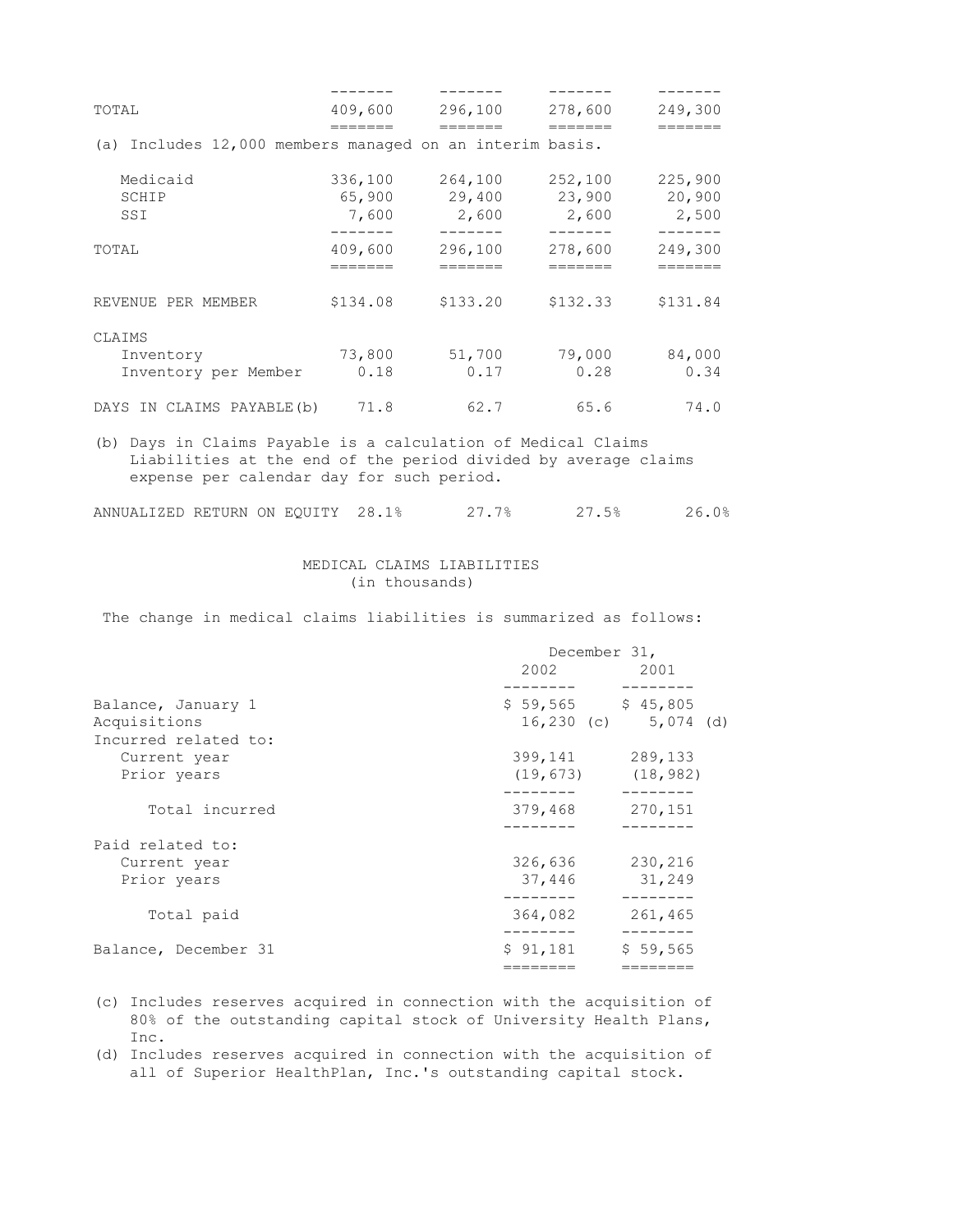| | | | | |
|---|---|---|---|---|
| TOTAL | 409,600 | 296,100 | 278,600 | 249,300 |

(a) Includes 12,000 members managed on an interim basis.

| | | | | |
|---|---|---|---|---|
| Medicaid | 336,100 | 264,100 | 252,100 | 225,900 |
| SCHIP | 65,900 | 29,400 | 23,900 | 20,900 |
| SSI | 7,600 | 2,600 | 2,600 | 2,500 |
| TOTAL | 409,600 | 296,100 | 278,600 | 249,300 |
| REVENUE PER MEMBER | $134.08 | $133.20 | $132.33 | $131.84 |
| CLAIMS | | | | |
| Inventory | 73,800 | 51,700 | 79,000 | 84,000 |
| Inventory per Member | 0.18 | 0.17 | 0.28 | 0.34 |
| DAYS IN CLAIMS PAYABLE(b) | 71.8 | 62.7 | 65.6 | 74.0 |

(b) Days in Claims Payable is a calculation of Medical Claims Liabilities at the end of the period divided by average claims expense per calendar day for such period.

| | | | | |
|---|---|---|---|---|
| ANNUALIZED RETURN ON EQUITY | 28.1% | 27.7% | 27.5% | 26.0% |

## MEDICAL CLAIMS LIABILITIES
(in thousands)

The change in medical claims liabilities is summarized as follows:

| | December 31, 2002 | December 31, 2001 |
|---|---|---|
| Balance, January 1 | $ 59,565 | $ 45,805 |
| Acquisitions | 16,230 (c) | 5,074 (d) |
| Incurred related to: | | |
| Current year | 399,141 | 289,133 |
| Prior years | (19,673) | (18,982) |
| Total incurred | 379,468 | 270,151 |
| Paid related to: | | |
| Current year | 326,636 | 230,216 |
| Prior years | 37,446 | 31,249 |
| Total paid | 364,082 | 261,465 |
| Balance, December 31 | $ 91,181 | $ 59,565 |

(c) Includes reserves acquired in connection with the acquisition of 80% of the outstanding capital stock of University Health Plans, Inc.

(d) Includes reserves acquired in connection with the acquisition of all of Superior HealthPlan, Inc.'s outstanding capital stock.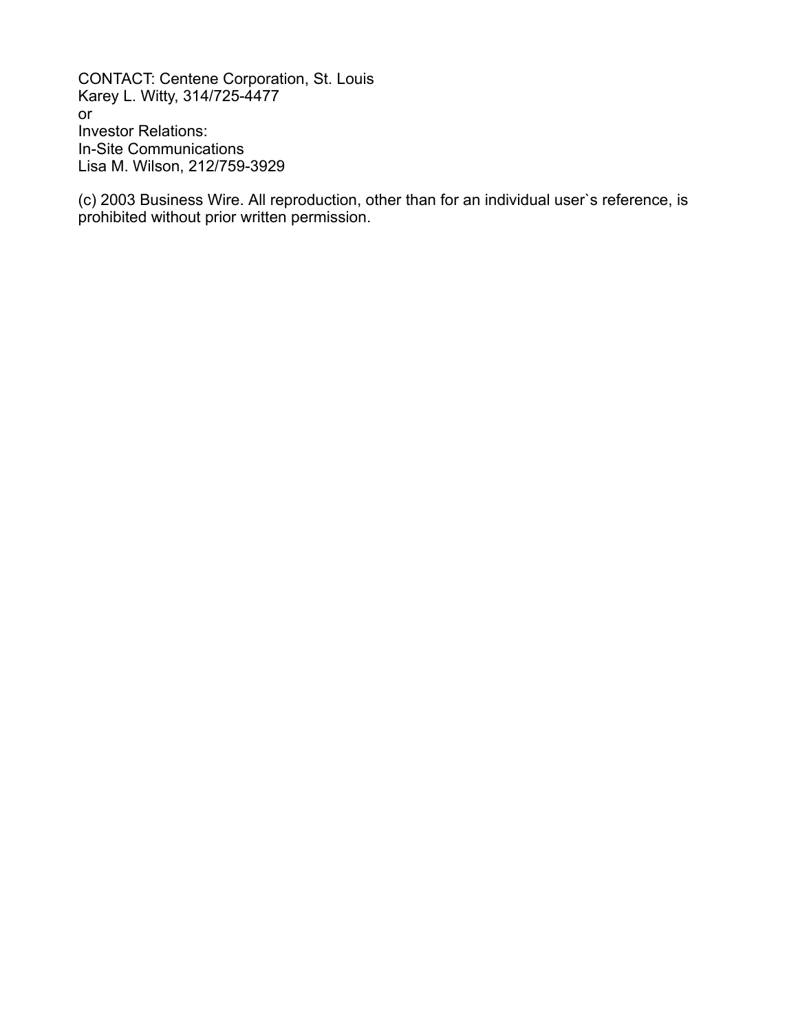CONTACT: Centene Corporation, St. Louis
Karey L. Witty, 314/725-4477
or
Investor Relations:
In-Site Communications
Lisa M. Wilson, 212/759-3929

(c) 2003 Business Wire. All reproduction, other than for an individual user`s reference, is prohibited without prior written permission.